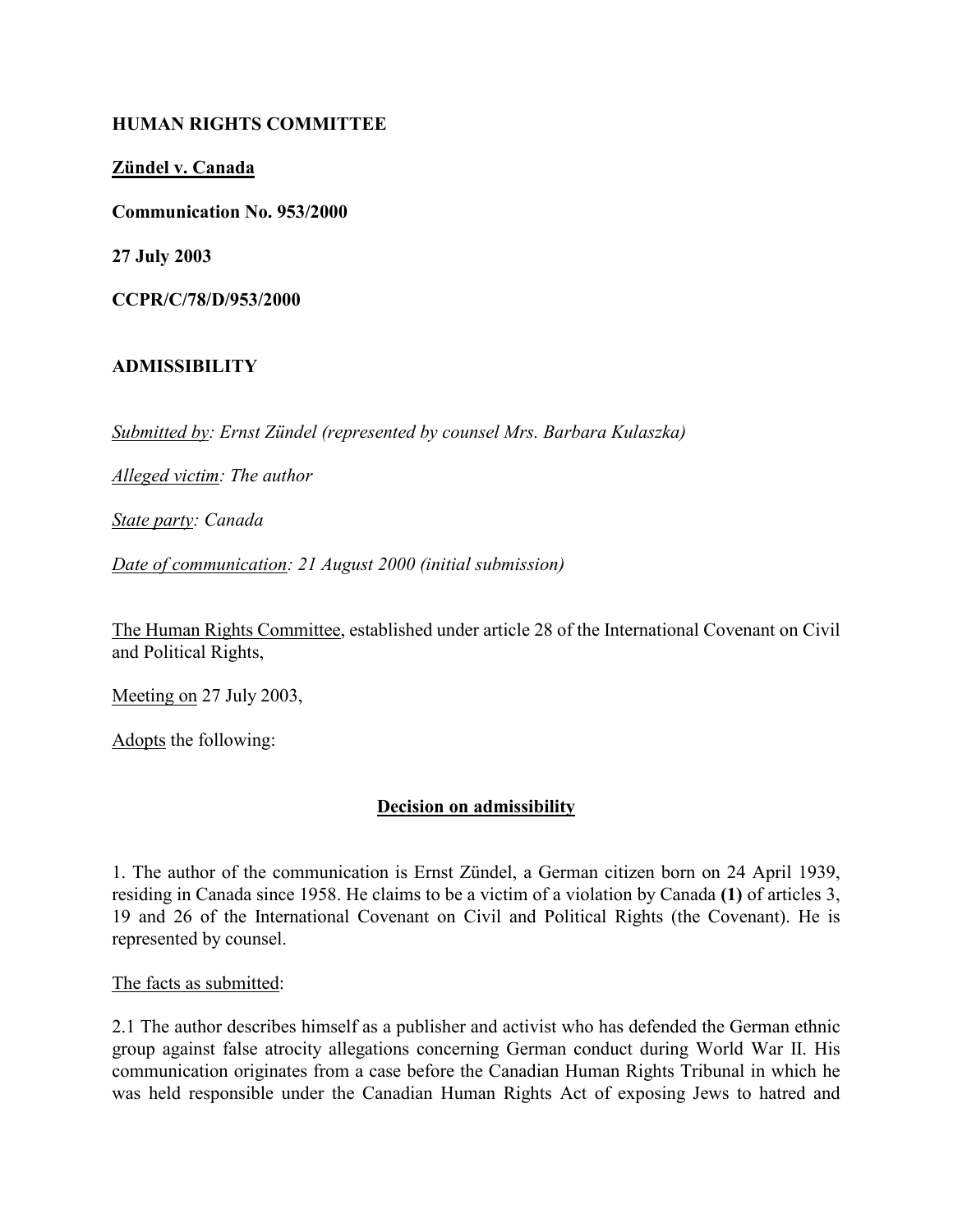**HUMAN RIGHTS COMMITTEE**

**Zündel v. Canada**

**Communication No. 953/2000**

**27 July 2003**

**CCPR/C/78/D/953/2000**

**ADMISSIBILITY**

*Submitted by: Ernst Zündel (represented by counsel Mrs. Barbara Kulaszka)*

*Alleged victim: The author*

*State party: Canada*

*Date of communication: 21 August 2000 (initial submission)*

The Human Rights Committee, established under article 28 of the International Covenant on Civil and Political Rights,

Meeting on 27 July 2003,

Adopts the following:

**Decision on admissibility**

1. The author of the communication is Ernst Zündel, a German citizen born on 24 April 1939, residing in Canada since 1958. He claims to be a victim of a violation by Canada **(1)** of articles 3, 19 and 26 of the International Covenant on Civil and Political Rights (the Covenant). He is represented by counsel.

The facts as submitted:

2.1 The author describes himself as a publisher and activist who has defended the German ethnic group against false atrocity allegations concerning German conduct during World War II. His communication originates from a case before the Canadian Human Rights Tribunal in which he was held responsible under the Canadian Human Rights Act of exposing Jews to hatred and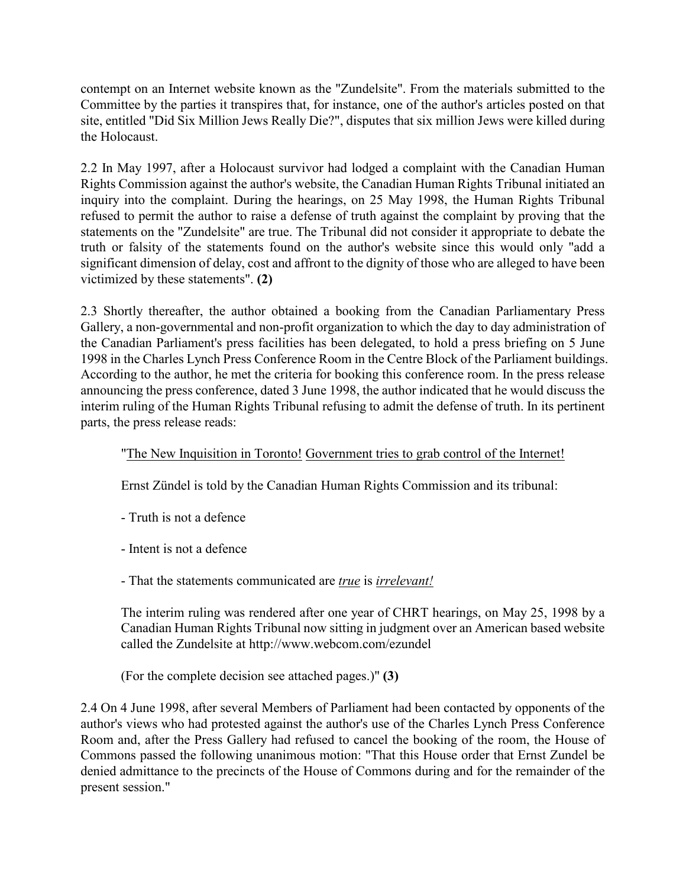contempt on an Internet website known as the "Zundelsite". From the materials submitted to the Committee by the parties it transpires that, for instance, one of the author's articles posted on that site, entitled "Did Six Million Jews Really Die?", disputes that six million Jews were killed during the Holocaust.

2.2 In May 1997, after a Holocaust survivor had lodged a complaint with the Canadian Human Rights Commission against the author's website, the Canadian Human Rights Tribunal initiated an inquiry into the complaint. During the hearings, on 25 May 1998, the Human Rights Tribunal refused to permit the author to raise a defense of truth against the complaint by proving that the statements on the "Zundelsite" are true. The Tribunal did not consider it appropriate to debate the truth or falsity of the statements found on the author's website since this would only "add a significant dimension of delay, cost and affront to the dignity of those who are alleged to have been victimized by these statements". **(2)**

2.3 Shortly thereafter, the author obtained a booking from the Canadian Parliamentary Press Gallery, a non-governmental and non-profit organization to which the day to day administration of the Canadian Parliament's press facilities has been delegated, to hold a press briefing on 5 June 1998 in the Charles Lynch Press Conference Room in the Centre Block of the Parliament buildings. According to the author, he met the criteria for booking this conference room. In the press release announcing the press conference, dated 3 June 1998, the author indicated that he would discuss the interim ruling of the Human Rights Tribunal refusing to admit the defense of truth. In its pertinent parts, the press release reads:

> "The New Inquisition in Toronto! Government tries to grab control of the Internet!
>
> Ernst Zündel is told by the Canadian Human Rights Commission and its tribunal:
>
> - Truth is not a defence
>
> - Intent is not a defence
>
> - That the statements communicated are *true* is *irrelevant!*
>
> The interim ruling was rendered after one year of CHRT hearings, on May 25, 1998 by a Canadian Human Rights Tribunal now sitting in judgment over an American based website called the Zundelsite at http://www.webcom.com/ezundel
>
> (For the complete decision see attached pages.)" **(3)**

2.4 On 4 June 1998, after several Members of Parliament had been contacted by opponents of the author's views who had protested against the author's use of the Charles Lynch Press Conference Room and, after the Press Gallery had refused to cancel the booking of the room, the House of Commons passed the following unanimous motion: "That this House order that Ernst Zundel be denied admittance to the precincts of the House of Commons during and for the remainder of the present session."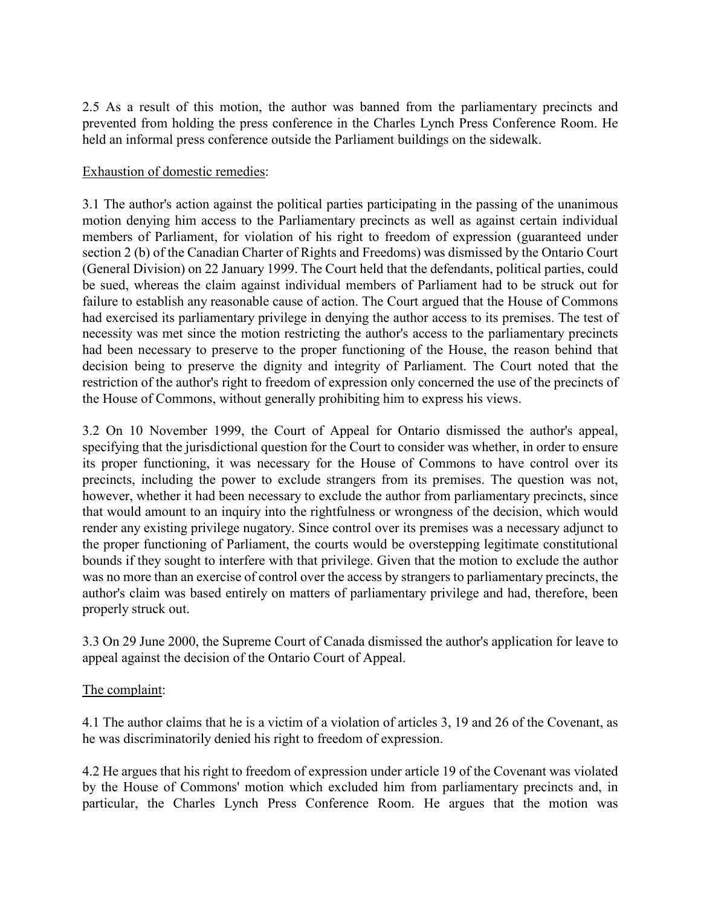2.5 As a result of this motion, the author was banned from the parliamentary precincts and prevented from holding the press conference in the Charles Lynch Press Conference Room. He held an informal press conference outside the Parliament buildings on the sidewalk.

<u>Exhaustion of domestic remedies</u>:

3.1 The author's action against the political parties participating in the passing of the unanimous motion denying him access to the Parliamentary precincts as well as against certain individual members of Parliament, for violation of his right to freedom of expression (guaranteed under section 2 (b) of the Canadian Charter of Rights and Freedoms) was dismissed by the Ontario Court (General Division) on 22 January 1999. The Court held that the defendants, political parties, could be sued, whereas the claim against individual members of Parliament had to be struck out for failure to establish any reasonable cause of action. The Court argued that the House of Commons had exercised its parliamentary privilege in denying the author access to its premises. The test of necessity was met since the motion restricting the author's access to the parliamentary precincts had been necessary to preserve to the proper functioning of the House, the reason behind that decision being to preserve the dignity and integrity of Parliament. The Court noted that the restriction of the author's right to freedom of expression only concerned the use of the precincts of the House of Commons, without generally prohibiting him to express his views.

3.2 On 10 November 1999, the Court of Appeal for Ontario dismissed the author's appeal, specifying that the jurisdictional question for the Court to consider was whether, in order to ensure its proper functioning, it was necessary for the House of Commons to have control over its precincts, including the power to exclude strangers from its premises. The question was not, however, whether it had been necessary to exclude the author from parliamentary precincts, since that would amount to an inquiry into the rightfulness or wrongness of the decision, which would render any existing privilege nugatory. Since control over its premises was a necessary adjunct to the proper functioning of Parliament, the courts would be overstepping legitimate constitutional bounds if they sought to interfere with that privilege. Given that the motion to exclude the author was no more than an exercise of control over the access by strangers to parliamentary precincts, the author's claim was based entirely on matters of parliamentary privilege and had, therefore, been properly struck out.

3.3 On 29 June 2000, the Supreme Court of Canada dismissed the author's application for leave to appeal against the decision of the Ontario Court of Appeal.

<u>The complaint</u>:

4.1 The author claims that he is a victim of a violation of articles 3, 19 and 26 of the Covenant, as he was discriminatorily denied his right to freedom of expression.

4.2 He argues that his right to freedom of expression under article 19 of the Covenant was violated by the House of Commons' motion which excluded him from parliamentary precincts and, in particular, the Charles Lynch Press Conference Room. He argues that the motion was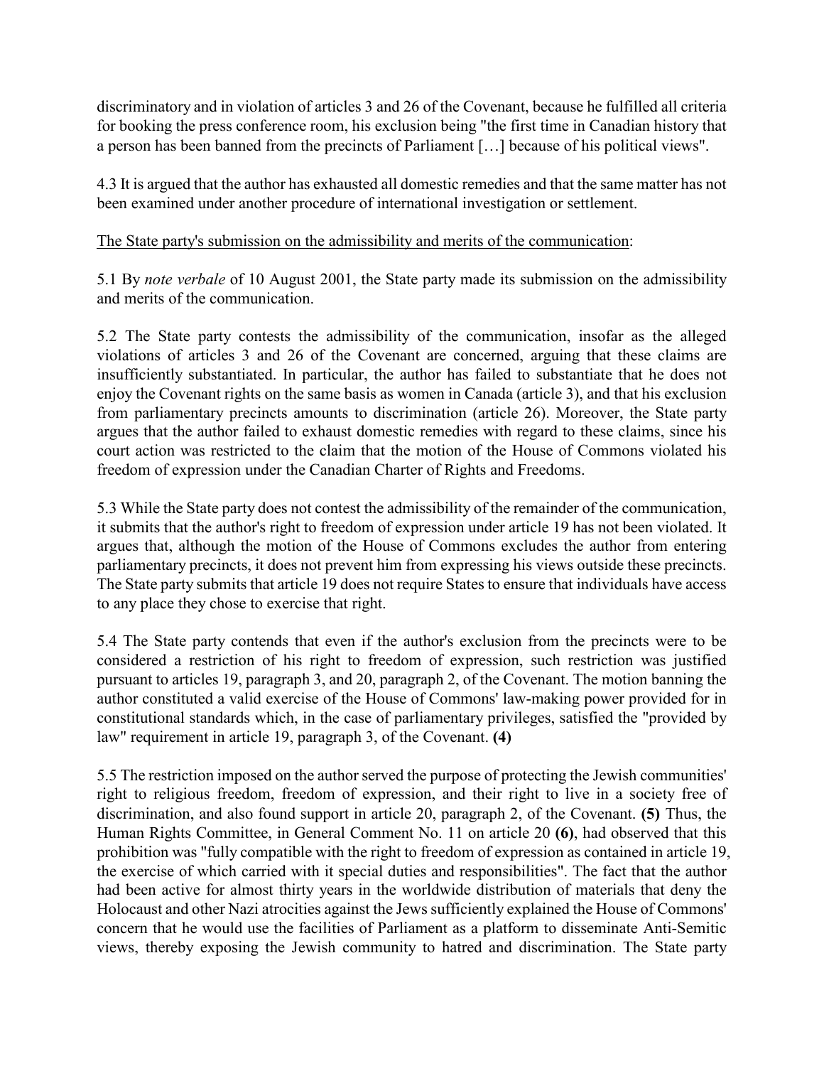discriminatory and in violation of articles 3 and 26 of the Covenant, because he fulfilled all criteria for booking the press conference room, his exclusion being "the first time in Canadian history that a person has been banned from the precincts of Parliament […] because of his political views".

4.3 It is argued that the author has exhausted all domestic remedies and that the same matter has not been examined under another procedure of international investigation or settlement.

<u>The State party's submission on the admissibility and merits of the communication</u>:

5.1 By *note verbale* of 10 August 2001, the State party made its submission on the admissibility and merits of the communication.

5.2 The State party contests the admissibility of the communication, insofar as the alleged violations of articles 3 and 26 of the Covenant are concerned, arguing that these claims are insufficiently substantiated. In particular, the author has failed to substantiate that he does not enjoy the Covenant rights on the same basis as women in Canada (article 3), and that his exclusion from parliamentary precincts amounts to discrimination (article 26). Moreover, the State party argues that the author failed to exhaust domestic remedies with regard to these claims, since his court action was restricted to the claim that the motion of the House of Commons violated his freedom of expression under the Canadian Charter of Rights and Freedoms.

5.3 While the State party does not contest the admissibility of the remainder of the communication, it submits that the author's right to freedom of expression under article 19 has not been violated. It argues that, although the motion of the House of Commons excludes the author from entering parliamentary precincts, it does not prevent him from expressing his views outside these precincts. The State party submits that article 19 does not require States to ensure that individuals have access to any place they chose to exercise that right.

5.4 The State party contends that even if the author's exclusion from the precincts were to be considered a restriction of his right to freedom of expression, such restriction was justified pursuant to articles 19, paragraph 3, and 20, paragraph 2, of the Covenant. The motion banning the author constituted a valid exercise of the House of Commons' law-making power provided for in constitutional standards which, in the case of parliamentary privileges, satisfied the "provided by law" requirement in article 19, paragraph 3, of the Covenant. **(4)**

5.5 The restriction imposed on the author served the purpose of protecting the Jewish communities' right to religious freedom, freedom of expression, and their right to live in a society free of discrimination, and also found support in article 20, paragraph 2, of the Covenant. **(5)** Thus, the Human Rights Committee, in General Comment No. 11 on article 20 **(6)**, had observed that this prohibition was "fully compatible with the right to freedom of expression as contained in article 19, the exercise of which carried with it special duties and responsibilities". The fact that the author had been active for almost thirty years in the worldwide distribution of materials that deny the Holocaust and other Nazi atrocities against the Jews sufficiently explained the House of Commons' concern that he would use the facilities of Parliament as a platform to disseminate Anti-Semitic views, thereby exposing the Jewish community to hatred and discrimination. The State party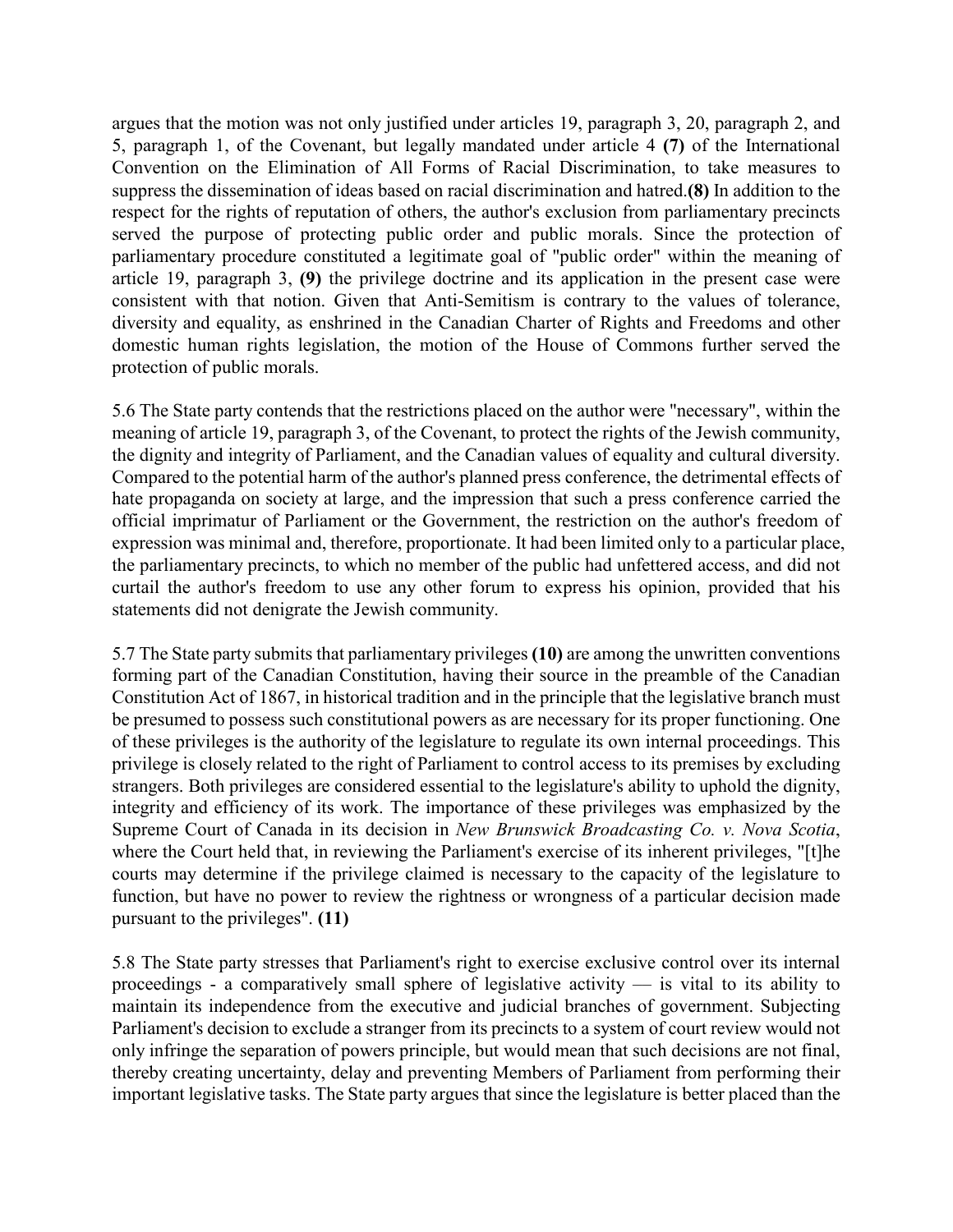argues that the motion was not only justified under articles 19, paragraph 3, 20, paragraph 2, and 5, paragraph 1, of the Covenant, but legally mandated under article 4 **(7)** of the International Convention on the Elimination of All Forms of Racial Discrimination, to take measures to suppress the dissemination of ideas based on racial discrimination and hatred.**(8)** In addition to the respect for the rights of reputation of others, the author's exclusion from parliamentary precincts served the purpose of protecting public order and public morals. Since the protection of parliamentary procedure constituted a legitimate goal of "public order" within the meaning of article 19, paragraph 3, **(9)** the privilege doctrine and its application in the present case were consistent with that notion. Given that Anti-Semitism is contrary to the values of tolerance, diversity and equality, as enshrined in the Canadian Charter of Rights and Freedoms and other domestic human rights legislation, the motion of the House of Commons further served the protection of public morals.

5.6 The State party contends that the restrictions placed on the author were "necessary", within the meaning of article 19, paragraph 3, of the Covenant, to protect the rights of the Jewish community, the dignity and integrity of Parliament, and the Canadian values of equality and cultural diversity. Compared to the potential harm of the author's planned press conference, the detrimental effects of hate propaganda on society at large, and the impression that such a press conference carried the official imprimatur of Parliament or the Government, the restriction on the author's freedom of expression was minimal and, therefore, proportionate. It had been limited only to a particular place, the parliamentary precincts, to which no member of the public had unfettered access, and did not curtail the author's freedom to use any other forum to express his opinion, provided that his statements did not denigrate the Jewish community.

5.7 The State party submits that parliamentary privileges **(10)** are among the unwritten conventions forming part of the Canadian Constitution, having their source in the preamble of the Canadian Constitution Act of 1867, in historical tradition and in the principle that the legislative branch must be presumed to possess such constitutional powers as are necessary for its proper functioning. One of these privileges is the authority of the legislature to regulate its own internal proceedings. This privilege is closely related to the right of Parliament to control access to its premises by excluding strangers. Both privileges are considered essential to the legislature's ability to uphold the dignity, integrity and efficiency of its work. The importance of these privileges was emphasized by the Supreme Court of Canada in its decision in *New Brunswick Broadcasting Co. v. Nova Scotia*, where the Court held that, in reviewing the Parliament's exercise of its inherent privileges, "[t]he courts may determine if the privilege claimed is necessary to the capacity of the legislature to function, but have no power to review the rightness or wrongness of a particular decision made pursuant to the privileges". **(11)**

5.8 The State party stresses that Parliament's right to exercise exclusive control over its internal proceedings - a comparatively small sphere of legislative activity — is vital to its ability to maintain its independence from the executive and judicial branches of government. Subjecting Parliament's decision to exclude a stranger from its precincts to a system of court review would not only infringe the separation of powers principle, but would mean that such decisions are not final, thereby creating uncertainty, delay and preventing Members of Parliament from performing their important legislative tasks. The State party argues that since the legislature is better placed than the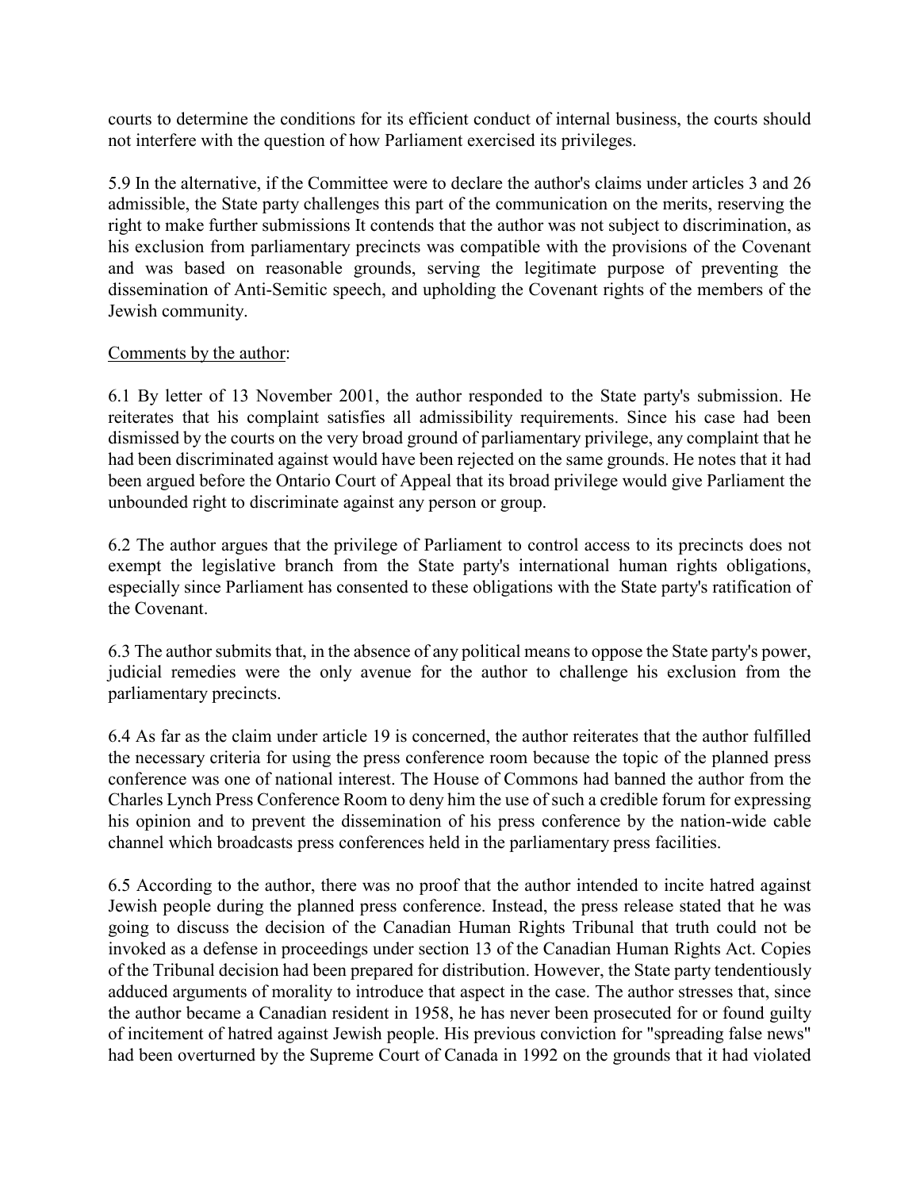courts to determine the conditions for its efficient conduct of internal business, the courts should not interfere with the question of how Parliament exercised its privileges.

5.9 In the alternative, if the Committee were to declare the author's claims under articles 3 and 26 admissible, the State party challenges this part of the communication on the merits, reserving the right to make further submissions It contends that the author was not subject to discrimination, as his exclusion from parliamentary precincts was compatible with the provisions of the Covenant and was based on reasonable grounds, serving the legitimate purpose of preventing the dissemination of Anti-Semitic speech, and upholding the Covenant rights of the members of the Jewish community.

Comments by the author:

6.1 By letter of 13 November 2001, the author responded to the State party's submission. He reiterates that his complaint satisfies all admissibility requirements. Since his case had been dismissed by the courts on the very broad ground of parliamentary privilege, any complaint that he had been discriminated against would have been rejected on the same grounds. He notes that it had been argued before the Ontario Court of Appeal that its broad privilege would give Parliament the unbounded right to discriminate against any person or group.

6.2 The author argues that the privilege of Parliament to control access to its precincts does not exempt the legislative branch from the State party's international human rights obligations, especially since Parliament has consented to these obligations with the State party's ratification of the Covenant.

6.3 The author submits that, in the absence of any political means to oppose the State party's power, judicial remedies were the only avenue for the author to challenge his exclusion from the parliamentary precincts.

6.4 As far as the claim under article 19 is concerned, the author reiterates that the author fulfilled the necessary criteria for using the press conference room because the topic of the planned press conference was one of national interest. The House of Commons had banned the author from the Charles Lynch Press Conference Room to deny him the use of such a credible forum for expressing his opinion and to prevent the dissemination of his press conference by the nation-wide cable channel which broadcasts press conferences held in the parliamentary press facilities.

6.5 According to the author, there was no proof that the author intended to incite hatred against Jewish people during the planned press conference. Instead, the press release stated that he was going to discuss the decision of the Canadian Human Rights Tribunal that truth could not be invoked as a defense in proceedings under section 13 of the Canadian Human Rights Act. Copies of the Tribunal decision had been prepared for distribution. However, the State party tendentiously adduced arguments of morality to introduce that aspect in the case. The author stresses that, since the author became a Canadian resident in 1958, he has never been prosecuted for or found guilty of incitement of hatred against Jewish people. His previous conviction for "spreading false news" had been overturned by the Supreme Court of Canada in 1992 on the grounds that it had violated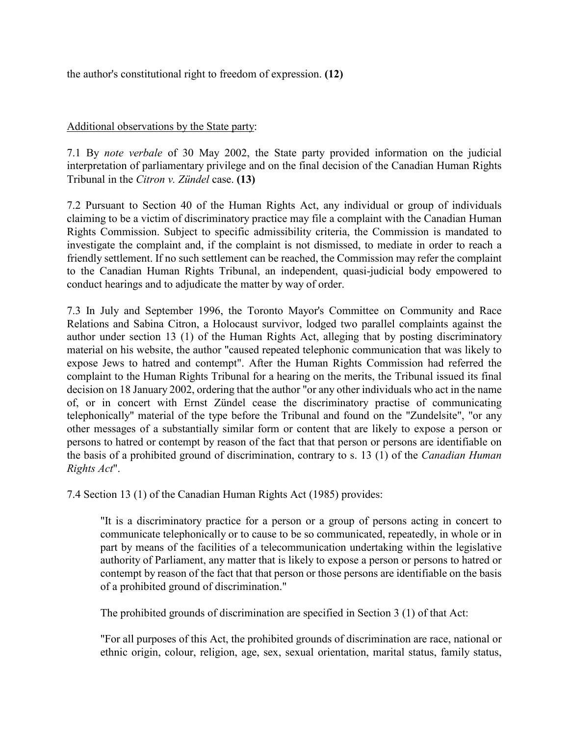the author's constitutional right to freedom of expression. **(12)**

Additional observations by the State party:

7.1 By *note verbale* of 30 May 2002, the State party provided information on the judicial interpretation of parliamentary privilege and on the final decision of the Canadian Human Rights Tribunal in the *Citron v. Zündel* case. **(13)**

7.2 Pursuant to Section 40 of the Human Rights Act, any individual or group of individuals claiming to be a victim of discriminatory practice may file a complaint with the Canadian Human Rights Commission. Subject to specific admissibility criteria, the Commission is mandated to investigate the complaint and, if the complaint is not dismissed, to mediate in order to reach a friendly settlement. If no such settlement can be reached, the Commission may refer the complaint to the Canadian Human Rights Tribunal, an independent, quasi-judicial body empowered to conduct hearings and to adjudicate the matter by way of order.

7.3 In July and September 1996, the Toronto Mayor's Committee on Community and Race Relations and Sabina Citron, a Holocaust survivor, lodged two parallel complaints against the author under section 13 (1) of the Human Rights Act, alleging that by posting discriminatory material on his website, the author "caused repeated telephonic communication that was likely to expose Jews to hatred and contempt". After the Human Rights Commission had referred the complaint to the Human Rights Tribunal for a hearing on the merits, the Tribunal issued its final decision on 18 January 2002, ordering that the author "or any other individuals who act in the name of, or in concert with Ernst Zündel cease the discriminatory practise of communicating telephonically" material of the type before the Tribunal and found on the "Zundelsite", "or any other messages of a substantially similar form or content that are likely to expose a person or persons to hatred or contempt by reason of the fact that that person or persons are identifiable on the basis of a prohibited ground of discrimination, contrary to s. 13 (1) of the *Canadian Human Rights Act*".

7.4 Section 13 (1) of the Canadian Human Rights Act (1985) provides:

> "It is a discriminatory practice for a person or a group of persons acting in concert to communicate telephonically or to cause to be so communicated, repeatedly, in whole or in part by means of the facilities of a telecommunication undertaking within the legislative authority of Parliament, any matter that is likely to expose a person or persons to hatred or contempt by reason of the fact that that person or those persons are identifiable on the basis of a prohibited ground of discrimination."
>
> The prohibited grounds of discrimination are specified in Section 3 (1) of that Act:
>
> "For all purposes of this Act, the prohibited grounds of discrimination are race, national or ethnic origin, colour, religion, age, sex, sexual orientation, marital status, family status,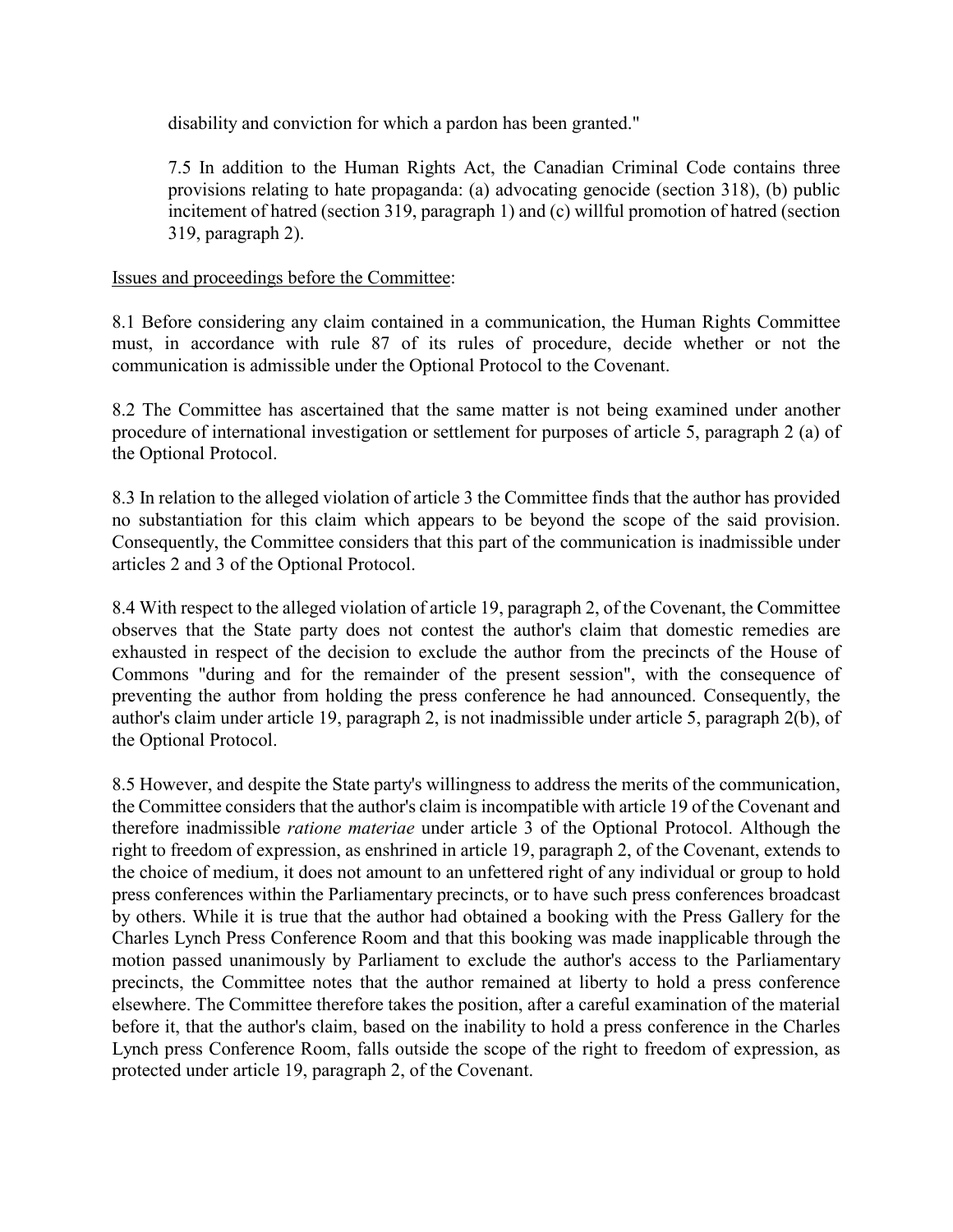disability and conviction for which a pardon has been granted."

7.5 In addition to the Human Rights Act, the Canadian Criminal Code contains three provisions relating to hate propaganda: (a) advocating genocide (section 318), (b) public incitement of hatred (section 319, paragraph 1) and (c) willful promotion of hatred (section 319, paragraph 2).

Issues and proceedings before the Committee:

8.1 Before considering any claim contained in a communication, the Human Rights Committee must, in accordance with rule 87 of its rules of procedure, decide whether or not the communication is admissible under the Optional Protocol to the Covenant.

8.2 The Committee has ascertained that the same matter is not being examined under another procedure of international investigation or settlement for purposes of article 5, paragraph 2 (a) of the Optional Protocol.

8.3 In relation to the alleged violation of article 3 the Committee finds that the author has provided no substantiation for this claim which appears to be beyond the scope of the said provision. Consequently, the Committee considers that this part of the communication is inadmissible under articles 2 and 3 of the Optional Protocol.

8.4 With respect to the alleged violation of article 19, paragraph 2, of the Covenant, the Committee observes that the State party does not contest the author's claim that domestic remedies are exhausted in respect of the decision to exclude the author from the precincts of the House of Commons "during and for the remainder of the present session", with the consequence of preventing the author from holding the press conference he had announced. Consequently, the author's claim under article 19, paragraph 2, is not inadmissible under article 5, paragraph 2(b), of the Optional Protocol.

8.5 However, and despite the State party's willingness to address the merits of the communication, the Committee considers that the author's claim is incompatible with article 19 of the Covenant and therefore inadmissible *ratione materiae* under article 3 of the Optional Protocol. Although the right to freedom of expression, as enshrined in article 19, paragraph 2, of the Covenant, extends to the choice of medium, it does not amount to an unfettered right of any individual or group to hold press conferences within the Parliamentary precincts, or to have such press conferences broadcast by others. While it is true that the author had obtained a booking with the Press Gallery for the Charles Lynch Press Conference Room and that this booking was made inapplicable through the motion passed unanimously by Parliament to exclude the author's access to the Parliamentary precincts, the Committee notes that the author remained at liberty to hold a press conference elsewhere. The Committee therefore takes the position, after a careful examination of the material before it, that the author's claim, based on the inability to hold a press conference in the Charles Lynch press Conference Room, falls outside the scope of the right to freedom of expression, as protected under article 19, paragraph 2, of the Covenant.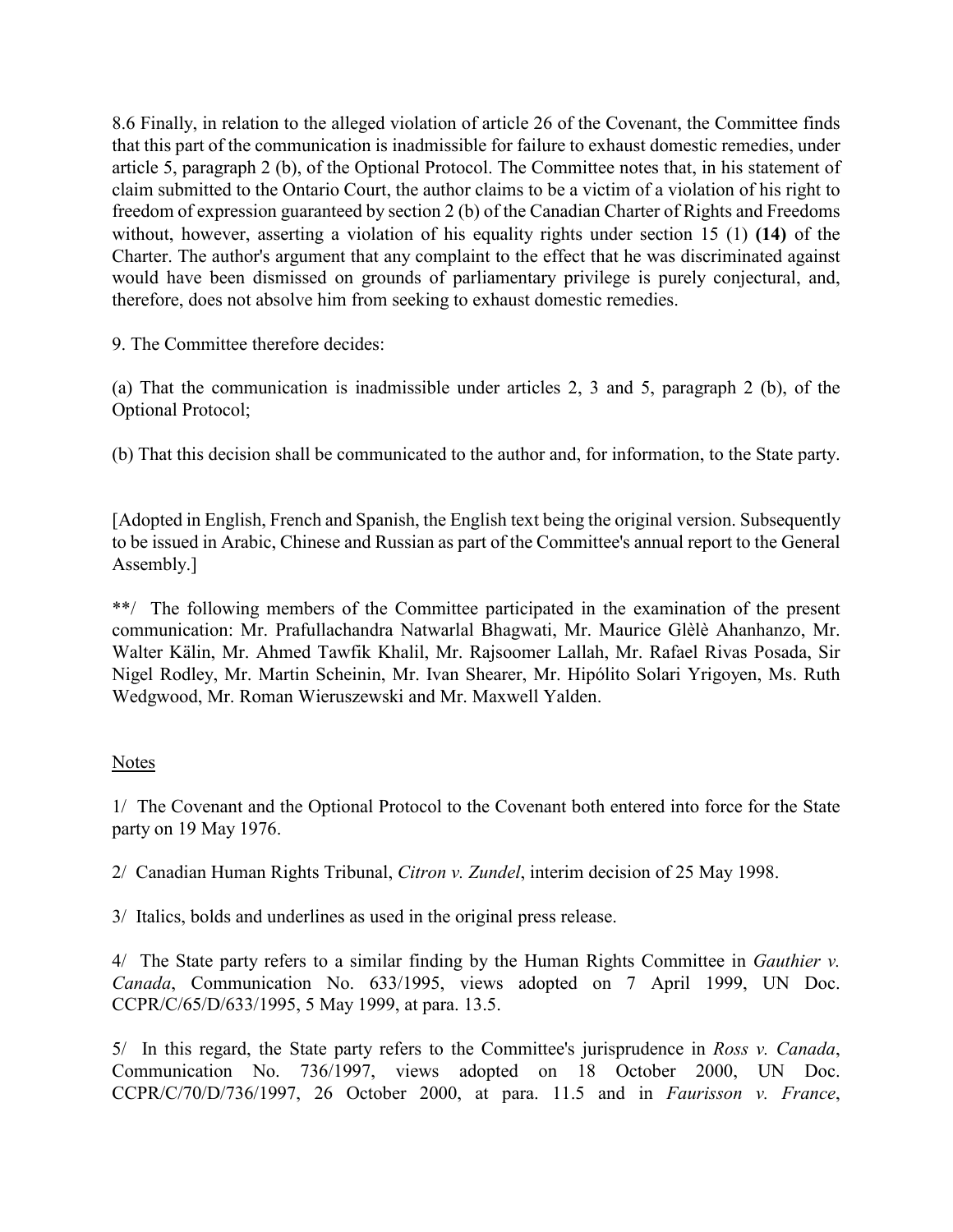8.6 Finally, in relation to the alleged violation of article 26 of the Covenant, the Committee finds that this part of the communication is inadmissible for failure to exhaust domestic remedies, under article 5, paragraph 2 (b), of the Optional Protocol. The Committee notes that, in his statement of claim submitted to the Ontario Court, the author claims to be a victim of a violation of his right to freedom of expression guaranteed by section 2 (b) of the Canadian Charter of Rights and Freedoms without, however, asserting a violation of his equality rights under section 15 (1) **(14)** of the Charter. The author's argument that any complaint to the effect that he was discriminated against would have been dismissed on grounds of parliamentary privilege is purely conjectural, and, therefore, does not absolve him from seeking to exhaust domestic remedies.

9. The Committee therefore decides:

(a) That the communication is inadmissible under articles 2, 3 and 5, paragraph 2 (b), of the Optional Protocol;

(b) That this decision shall be communicated to the author and, for information, to the State party.

[Adopted in English, French and Spanish, the English text being the original version. Subsequently to be issued in Arabic, Chinese and Russian as part of the Committee's annual report to the General Assembly.]

**/ The following members of the Committee participated in the examination of the present communication: Mr. Prafullachandra Natwarlal Bhagwati, Mr. Maurice Glèlè Ahanhanzo, Mr. Walter Kälin, Mr. Ahmed Tawfik Khalil, Mr. Rajsoomer Lallah, Mr. Rafael Rivas Posada, Sir Nigel Rodley, Mr. Martin Scheinin, Mr. Ivan Shearer, Mr. Hipólito Solari Yrigoyen, Ms. Ruth Wedgwood, Mr. Roman Wieruszewski and Mr. Maxwell Yalden.

<u>Notes</u>

1/ The Covenant and the Optional Protocol to the Covenant both entered into force for the State party on 19 May 1976.

2/ Canadian Human Rights Tribunal, *Citron v. Zundel*, interim decision of 25 May 1998.

3/ Italics, bolds and underlines as used in the original press release.

4/ The State party refers to a similar finding by the Human Rights Committee in *Gauthier v. Canada*, Communication No. 633/1995, views adopted on 7 April 1999, UN Doc. CCPR/C/65/D/633/1995, 5 May 1999, at para. 13.5.

5/ In this regard, the State party refers to the Committee's jurisprudence in *Ross v. Canada*, Communication No. 736/1997, views adopted on 18 October 2000, UN Doc. CCPR/C/70/D/736/1997, 26 October 2000, at para. 11.5 and in *Faurisson v. France*,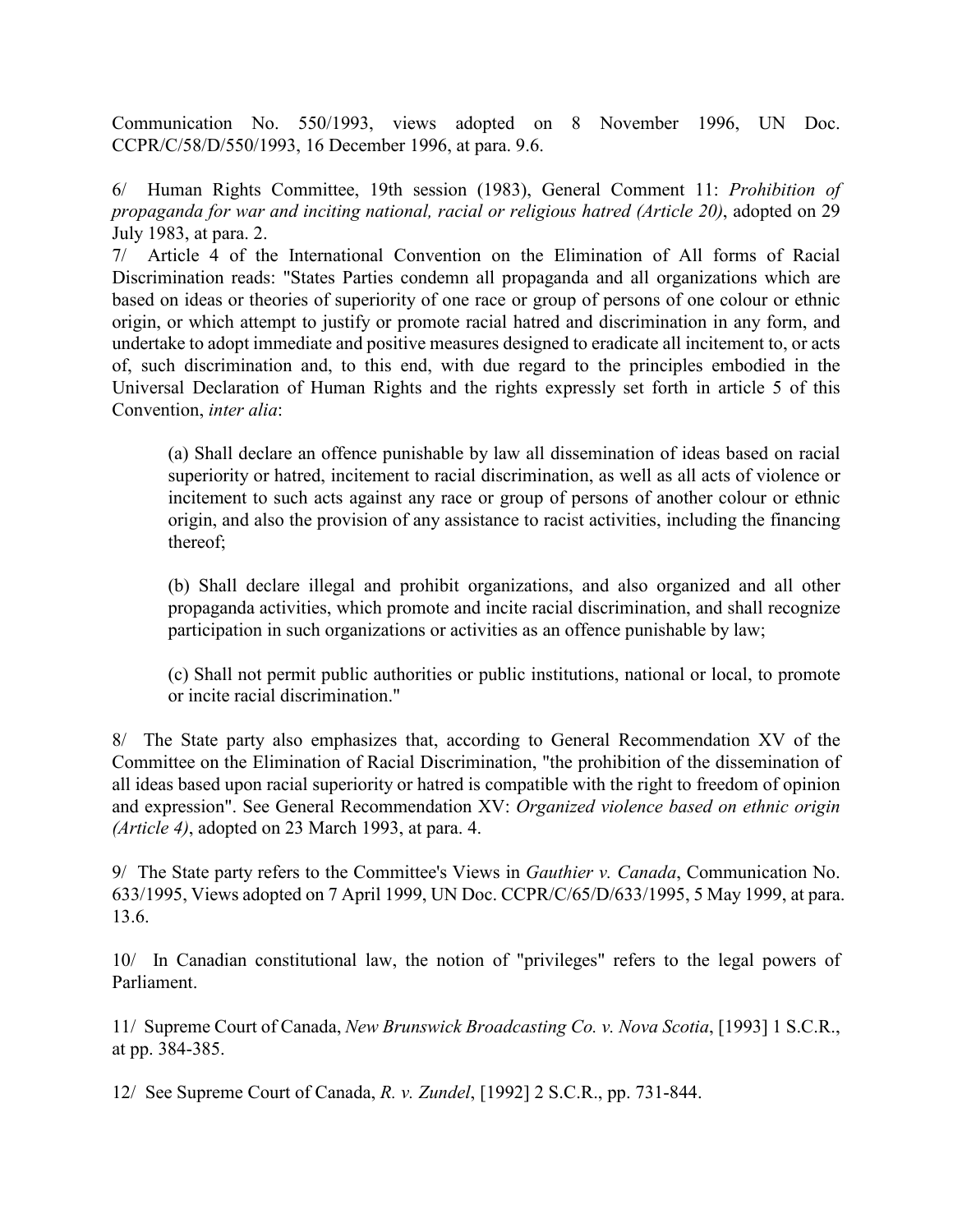Communication No. 550/1993, views adopted on 8 November 1996, UN Doc. CCPR/C/58/D/550/1993, 16 December 1996, at para. 9.6.

6/ Human Rights Committee, 19th session (1983), General Comment 11: *Prohibition of propaganda for war and inciting national, racial or religious hatred (Article 20)*, adopted on 29 July 1983, at para. 2.

7/ Article 4 of the International Convention on the Elimination of All forms of Racial Discrimination reads: "States Parties condemn all propaganda and all organizations which are based on ideas or theories of superiority of one race or group of persons of one colour or ethnic origin, or which attempt to justify or promote racial hatred and discrimination in any form, and undertake to adopt immediate and positive measures designed to eradicate all incitement to, or acts of, such discrimination and, to this end, with due regard to the principles embodied in the Universal Declaration of Human Rights and the rights expressly set forth in article 5 of this Convention, *inter alia*:

> (a) Shall declare an offence punishable by law all dissemination of ideas based on racial superiority or hatred, incitement to racial discrimination, as well as all acts of violence or incitement to such acts against any race or group of persons of another colour or ethnic origin, and also the provision of any assistance to racist activities, including the financing thereof;
>
> (b) Shall declare illegal and prohibit organizations, and also organized and all other propaganda activities, which promote and incite racial discrimination, and shall recognize participation in such organizations or activities as an offence punishable by law;
>
> (c) Shall not permit public authorities or public institutions, national or local, to promote or incite racial discrimination."

8/ The State party also emphasizes that, according to General Recommendation XV of the Committee on the Elimination of Racial Discrimination, "the prohibition of the dissemination of all ideas based upon racial superiority or hatred is compatible with the right to freedom of opinion and expression". See General Recommendation XV: *Organized violence based on ethnic origin (Article 4)*, adopted on 23 March 1993, at para. 4.

9/ The State party refers to the Committee's Views in *Gauthier v. Canada*, Communication No. 633/1995, Views adopted on 7 April 1999, UN Doc. CCPR/C/65/D/633/1995, 5 May 1999, at para. 13.6.

10/ In Canadian constitutional law, the notion of "privileges" refers to the legal powers of Parliament.

11/ Supreme Court of Canada, *New Brunswick Broadcasting Co. v. Nova Scotia*, [1993] 1 S.C.R., at pp. 384-385.

12/ See Supreme Court of Canada, *R. v. Zundel*, [1992] 2 S.C.R., pp. 731-844.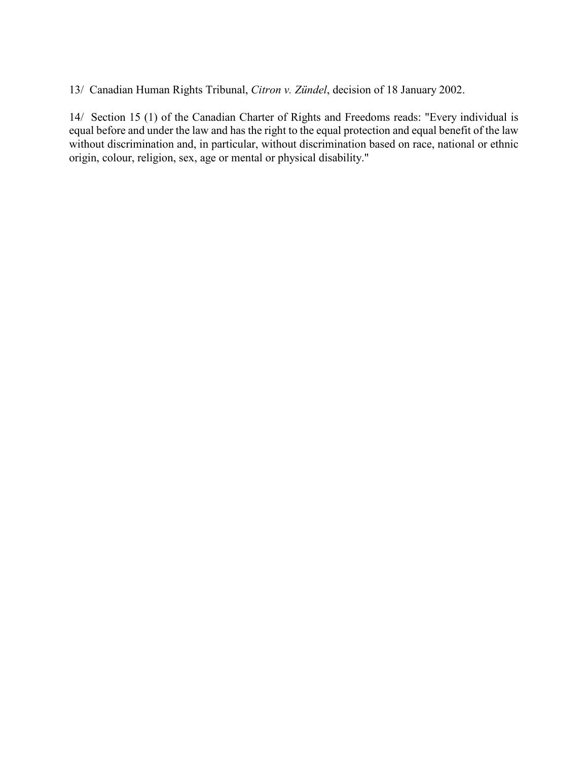13/ Canadian Human Rights Tribunal, *Citron v. Zündel*, decision of 18 January 2002.

14/ Section 15 (1) of the Canadian Charter of Rights and Freedoms reads: "Every individual is equal before and under the law and has the right to the equal protection and equal benefit of the law without discrimination and, in particular, without discrimination based on race, national or ethnic origin, colour, religion, sex, age or mental or physical disability."